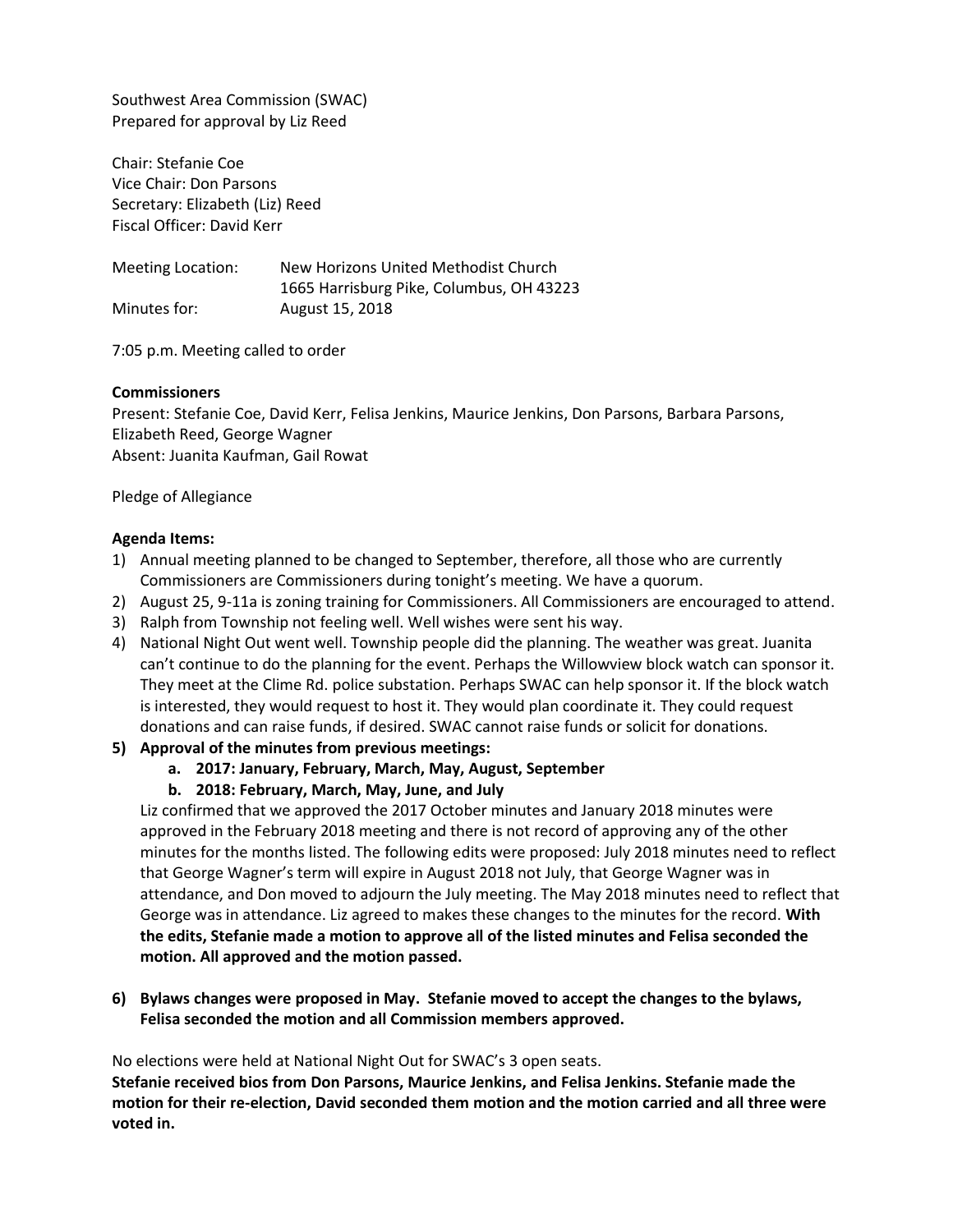Southwest Area Commission (SWAC)
Prepared for approval by Liz Reed

Chair: Stefanie Coe
Vice Chair: Don Parsons
Secretary: Elizabeth (Liz) Reed
Fiscal Officer: David Kerr

| | |
|---|---|
| Meeting Location: | New Horizons United Methodist Church<br>1665 Harrisburg Pike, Columbus, OH 43223 |
| Minutes for: | August 15, 2018 |

7:05 p.m. Meeting called to order

**Commissioners**

Present: Stefanie Coe, David Kerr, Felisa Jenkins, Maurice Jenkins, Don Parsons, Barbara Parsons, Elizabeth Reed, George Wagner
Absent: Juanita Kaufman, Gail Rowat

Pledge of Allegiance

**Agenda Items:**

1) Annual meeting planned to be changed to September, therefore, all those who are currently Commissioners are Commissioners during tonight's meeting. We have a quorum.
2) August 25, 9-11a is zoning training for Commissioners. All Commissioners are encouraged to attend.
3) Ralph from Township not feeling well. Well wishes were sent his way.
4) National Night Out went well. Township people did the planning. The weather was great. Juanita can't continue to do the planning for the event. Perhaps the Willowview block watch can sponsor it. They meet at the Clime Rd. police substation. Perhaps SWAC can help sponsor it. If the block watch is interested, they would request to host it. They would plan coordinate it. They could request donations and can raise funds, if desired. SWAC cannot raise funds or solicit for donations.
5) **Approval of the minutes from previous meetings:**
   a. **2017: January, February, March, May, August, September**
   b. **2018: February, March, May, June, and July**

   Liz confirmed that we approved the 2017 October minutes and January 2018 minutes were approved in the February 2018 meeting and there is not record of approving any of the other minutes for the months listed. The following edits were proposed: July 2018 minutes need to reflect that George Wagner's term will expire in August 2018 not July, that George Wagner was in attendance, and Don moved to adjourn the July meeting. The May 2018 minutes need to reflect that George was in attendance. Liz agreed to makes these changes to the minutes for the record. **With the edits, Stefanie made a motion to approve all of the listed minutes and Felisa seconded the motion. All approved and the motion passed.**

6) **Bylaws changes were proposed in May. Stefanie moved to accept the changes to the bylaws, Felisa seconded the motion and all Commission members approved.**

No elections were held at National Night Out for SWAC's 3 open seats.
**Stefanie received bios from Don Parsons, Maurice Jenkins, and Felisa Jenkins. Stefanie made the motion for their re-election, David seconded them motion and the motion carried and all three were voted in.**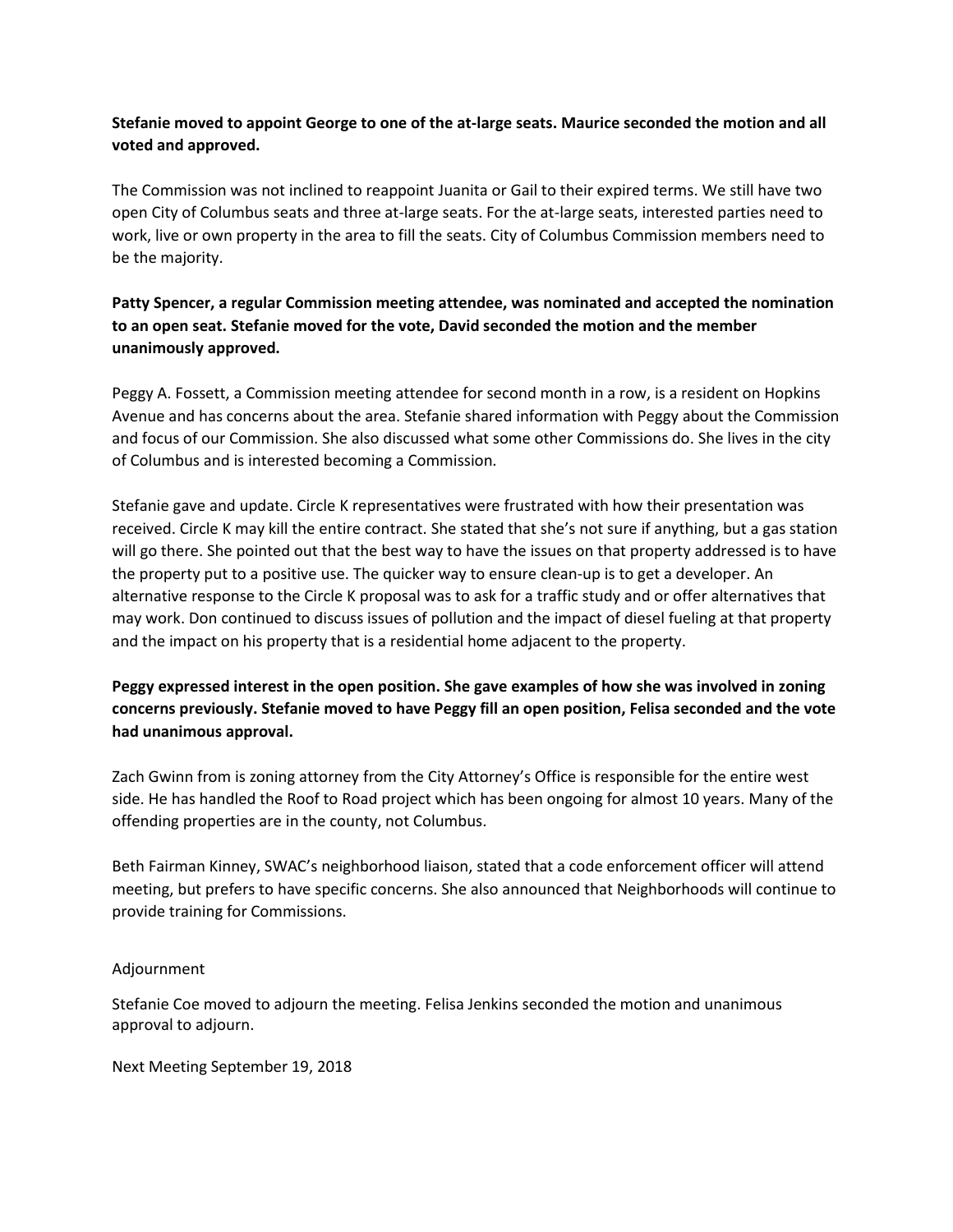**Stefanie moved to appoint George to one of the at-large seats. Maurice seconded the motion and all voted and approved.**

The Commission was not inclined to reappoint Juanita or Gail to their expired terms. We still have two open City of Columbus seats and three at-large seats. For the at-large seats, interested parties need to work, live or own property in the area to fill the seats. City of Columbus Commission members need to be the majority.

**Patty Spencer, a regular Commission meeting attendee, was nominated and accepted the nomination to an open seat. Stefanie moved for the vote, David seconded the motion and the member unanimously approved.**

Peggy A. Fossett, a Commission meeting attendee for second month in a row, is a resident on Hopkins Avenue and has concerns about the area. Stefanie shared information with Peggy about the Commission and focus of our Commission. She also discussed what some other Commissions do. She lives in the city of Columbus and is interested becoming a Commission.

Stefanie gave and update. Circle K representatives were frustrated with how their presentation was received. Circle K may kill the entire contract. She stated that she's not sure if anything, but a gas station will go there. She pointed out that the best way to have the issues on that property addressed is to have the property put to a positive use. The quicker way to ensure clean-up is to get a developer. An alternative response to the Circle K proposal was to ask for a traffic study and or offer alternatives that may work. Don continued to discuss issues of pollution and the impact of diesel fueling at that property and the impact on his property that is a residential home adjacent to the property.

**Peggy expressed interest in the open position. She gave examples of how she was involved in zoning concerns previously. Stefanie moved to have Peggy fill an open position, Felisa seconded and the vote had unanimous approval.**

Zach Gwinn from is zoning attorney from the City Attorney's Office is responsible for the entire west side. He has handled the Roof to Road project which has been ongoing for almost 10 years. Many of the offending properties are in the county, not Columbus.

Beth Fairman Kinney, SWAC's neighborhood liaison, stated that a code enforcement officer will attend meeting, but prefers to have specific concerns. She also announced that Neighborhoods will continue to provide training for Commissions.

Adjournment

Stefanie Coe moved to adjourn the meeting. Felisa Jenkins seconded the motion and unanimous approval to adjourn.

Next Meeting September 19, 2018